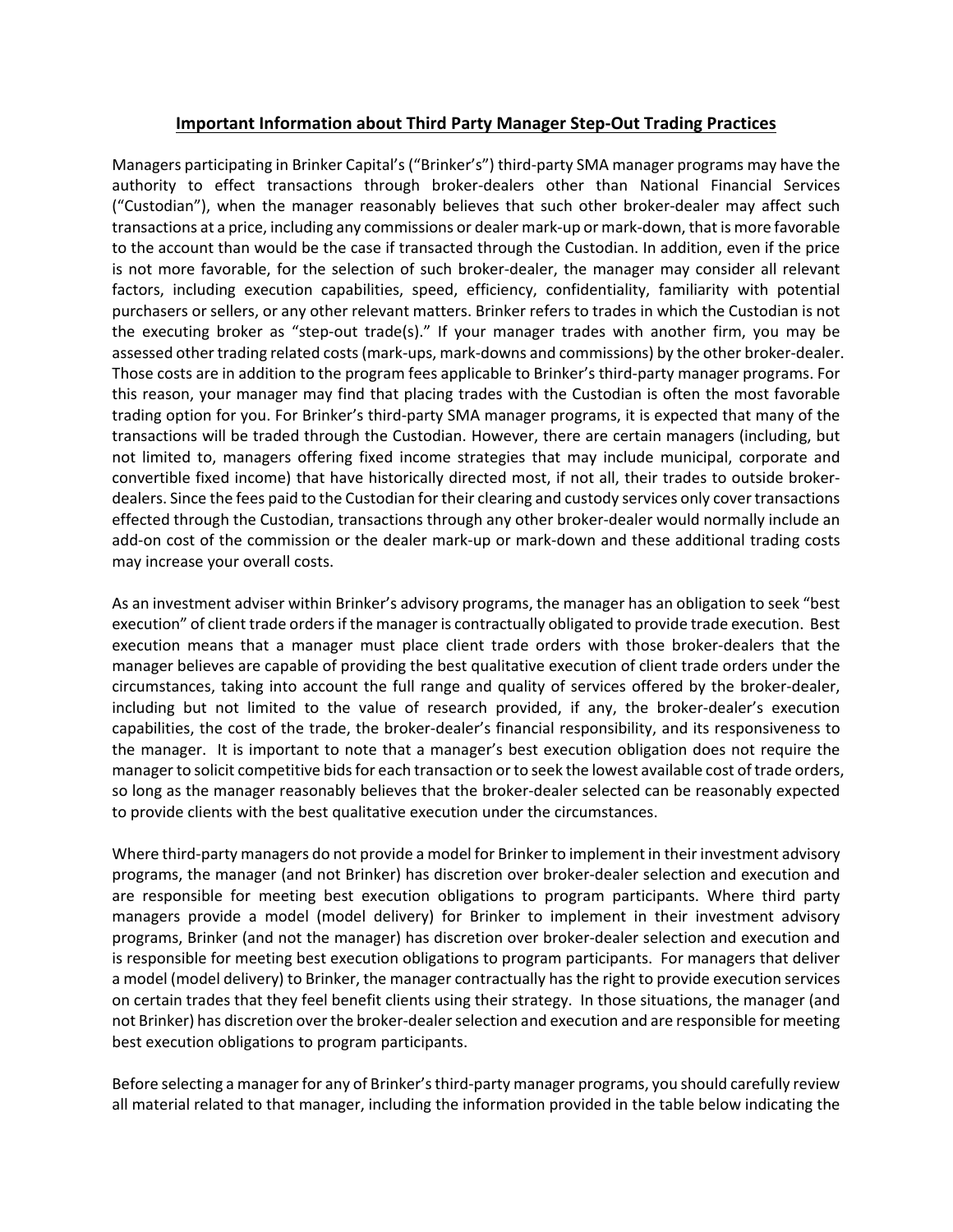## Important Information about Third Party Manager Step-Out Trading Practices

Managers participating in Brinker Capital's ("Brinker's") third-party SMA manager programs may have the authority to effect transactions through broker-dealers other than National Financial Services ("Custodian"), when the manager reasonably believes that such other broker-dealer may affect such transactions at a price, including any commissions or dealer mark-up or mark-down, that is more favorable to the account than would be the case if transacted through the Custodian. In addition, even if the price is not more favorable, for the selection of such broker-dealer, the manager may consider all relevant factors, including execution capabilities, speed, efficiency, confidentiality, familiarity with potential purchasers or sellers, or any other relevant matters. Brinker refers to trades in which the Custodian is not the executing broker as "step-out trade(s)." If your manager trades with another firm, you may be assessed other trading related costs (mark-ups, mark-downs and commissions) by the other broker-dealer. Those costs are in addition to the program fees applicable to Brinker's third-party manager programs. For this reason, your manager may find that placing trades with the Custodian is often the most favorable trading option for you. For Brinker's third-party SMA manager programs, it is expected that many of the transactions will be traded through the Custodian. However, there are certain managers (including, but not limited to, managers offering fixed income strategies that may include municipal, corporate and convertible fixed income) that have historically directed most, if not all, their trades to outside broker-dealers. Since the fees paid to the Custodian for their clearing and custody services only cover transactions effected through the Custodian, transactions through any other broker-dealer would normally include an add-on cost of the commission or the dealer mark-up or mark-down and these additional trading costs may increase your overall costs.

As an investment adviser within Brinker's advisory programs, the manager has an obligation to seek "best execution" of client trade orders if the manager is contractually obligated to provide trade execution. Best execution means that a manager must place client trade orders with those broker-dealers that the manager believes are capable of providing the best qualitative execution of client trade orders under the circumstances, taking into account the full range and quality of services offered by the broker-dealer, including but not limited to the value of research provided, if any, the broker-dealer's execution capabilities, the cost of the trade, the broker-dealer's financial responsibility, and its responsiveness to the manager. It is important to note that a manager's best execution obligation does not require the manager to solicit competitive bids for each transaction or to seek the lowest available cost of trade orders, so long as the manager reasonably believes that the broker-dealer selected can be reasonably expected to provide clients with the best qualitative execution under the circumstances.

Where third-party managers do not provide a model for Brinker to implement in their investment advisory programs, the manager (and not Brinker) has discretion over broker-dealer selection and execution and are responsible for meeting best execution obligations to program participants. Where third party managers provide a model (model delivery) for Brinker to implement in their investment advisory programs, Brinker (and not the manager) has discretion over broker-dealer selection and execution and is responsible for meeting best execution obligations to program participants. For managers that deliver a model (model delivery) to Brinker, the manager contractually has the right to provide execution services on certain trades that they feel benefit clients using their strategy. In those situations, the manager (and not Brinker) has discretion over the broker-dealer selection and execution and are responsible for meeting best execution obligations to program participants.

Before selecting a manager for any of Brinker's third-party manager programs, you should carefully review all material related to that manager, including the information provided in the table below indicating the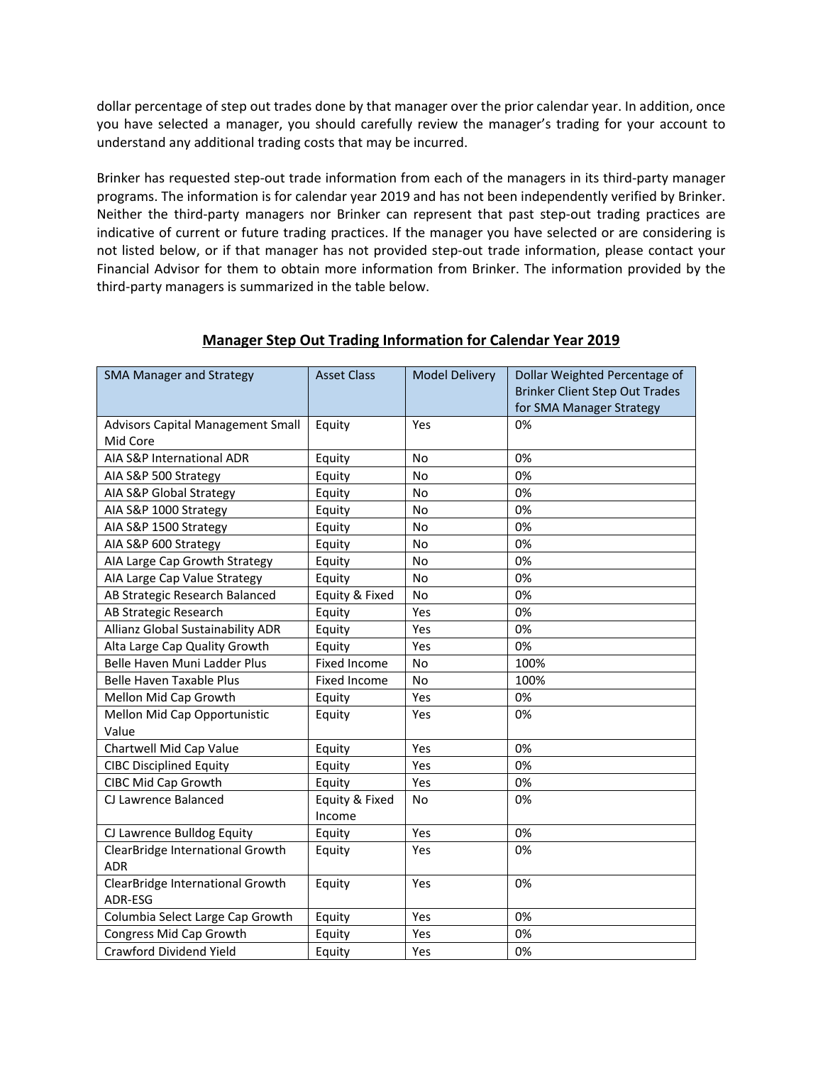dollar percentage of step out trades done by that manager over the prior calendar year. In addition, once you have selected a manager, you should carefully review the manager's trading for your account to understand any additional trading costs that may be incurred.

Brinker has requested step-out trade information from each of the managers in its third-party manager programs. The information is for calendar year 2019 and has not been independently verified by Brinker. Neither the third-party managers nor Brinker can represent that past step-out trading practices are indicative of current or future trading practices. If the manager you have selected or are considering is not listed below, or if that manager has not provided step-out trade information, please contact your Financial Advisor for them to obtain more information from Brinker. The information provided by the third-party managers is summarized in the table below.

## Manager Step Out Trading Information for Calendar Year 2019

| SMA Manager and Strategy | Asset Class | Model Delivery | Dollar Weighted Percentage of Brinker Client Step Out Trades for SMA Manager Strategy |
|---|---|---|---|
| Advisors Capital Management Small Mid Core | Equity | Yes | 0% |
| AIA S&P International ADR | Equity | No | 0% |
| AIA S&P 500 Strategy | Equity | No | 0% |
| AIA S&P Global Strategy | Equity | No | 0% |
| AIA S&P 1000 Strategy | Equity | No | 0% |
| AIA S&P 1500 Strategy | Equity | No | 0% |
| AIA S&P 600 Strategy | Equity | No | 0% |
| AIA Large Cap Growth Strategy | Equity | No | 0% |
| AIA Large Cap Value Strategy | Equity | No | 0% |
| AB Strategic Research Balanced | Equity & Fixed | No | 0% |
| AB Strategic Research | Equity | Yes | 0% |
| Allianz Global Sustainability ADR | Equity | Yes | 0% |
| Alta Large Cap Quality Growth | Equity | Yes | 0% |
| Belle Haven Muni Ladder Plus | Fixed Income | No | 100% |
| Belle Haven Taxable Plus | Fixed Income | No | 100% |
| Mellon Mid Cap Growth | Equity | Yes | 0% |
| Mellon Mid Cap Opportunistic Value | Equity | Yes | 0% |
| Chartwell Mid Cap Value | Equity | Yes | 0% |
| CIBC Disciplined Equity | Equity | Yes | 0% |
| CIBC Mid Cap Growth | Equity | Yes | 0% |
| CJ Lawrence Balanced | Equity & Fixed Income | No | 0% |
| CJ Lawrence Bulldog Equity | Equity | Yes | 0% |
| ClearBridge International Growth ADR | Equity | Yes | 0% |
| ClearBridge International Growth ADR-ESG | Equity | Yes | 0% |
| Columbia Select Large Cap Growth | Equity | Yes | 0% |
| Congress Mid Cap Growth | Equity | Yes | 0% |
| Crawford Dividend Yield | Equity | Yes | 0% |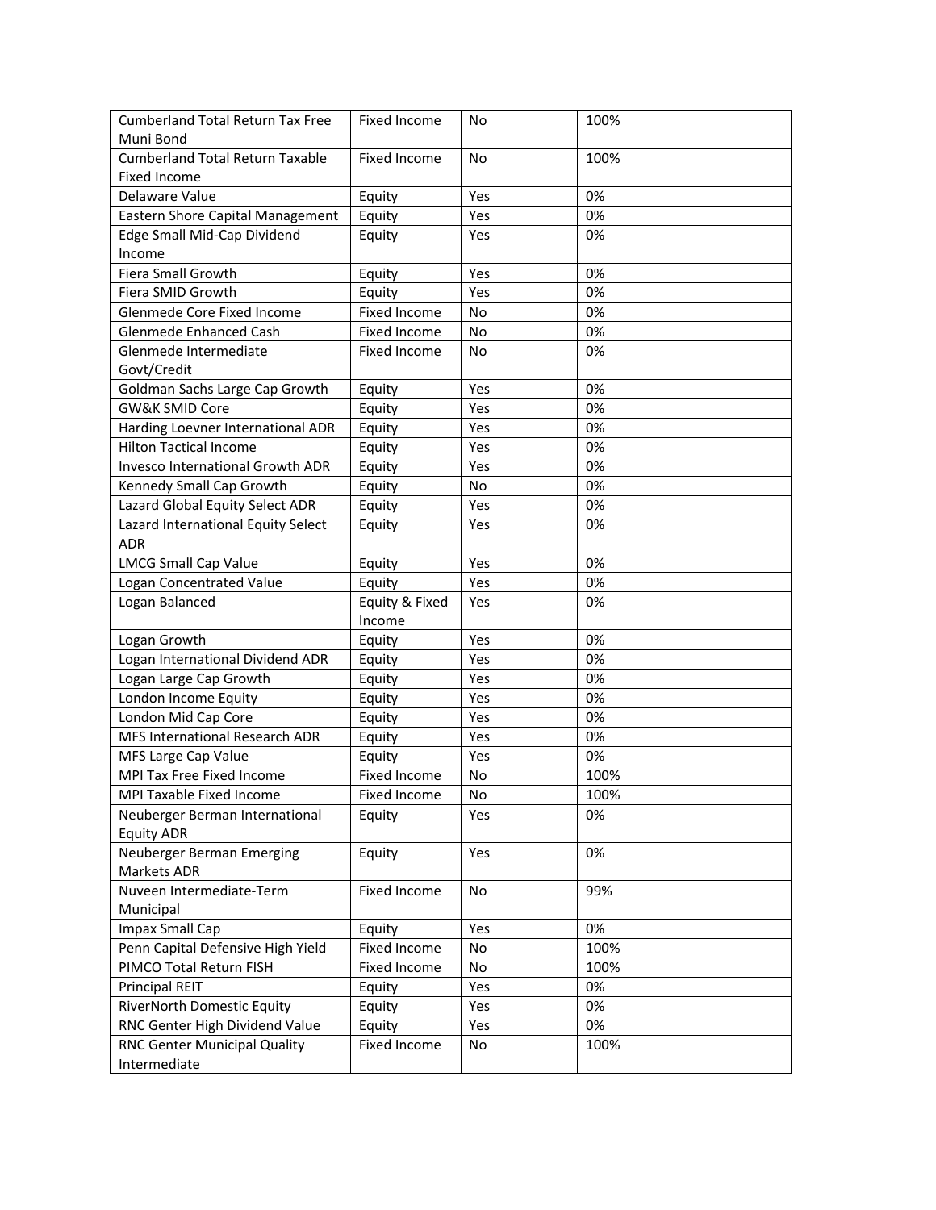| Cumberland Total Return Tax Free Muni Bond | Fixed Income | No | 100% |
|---|---|---|---|
| Cumberland Total Return Taxable Fixed Income | Fixed Income | No | 100% |
| Delaware Value | Equity | Yes | 0% |
| Eastern Shore Capital Management | Equity | Yes | 0% |
| Edge Small Mid-Cap Dividend Income | Equity | Yes | 0% |
| Fiera Small Growth | Equity | Yes | 0% |
| Fiera SMID Growth | Equity | Yes | 0% |
| Glenmede Core Fixed Income | Fixed Income | No | 0% |
| Glenmede Enhanced Cash | Fixed Income | No | 0% |
| Glenmede Intermediate Govt/Credit | Fixed Income | No | 0% |
| Goldman Sachs Large Cap Growth | Equity | Yes | 0% |
| GW&K SMID Core | Equity | Yes | 0% |
| Harding Loevner International ADR | Equity | Yes | 0% |
| Hilton Tactical Income | Equity | Yes | 0% |
| Invesco International Growth ADR | Equity | Yes | 0% |
| Kennedy Small Cap Growth | Equity | No | 0% |
| Lazard Global Equity Select ADR | Equity | Yes | 0% |
| Lazard International Equity Select ADR | Equity | Yes | 0% |
| LMCG Small Cap Value | Equity | Yes | 0% |
| Logan Concentrated Value | Equity | Yes | 0% |
| Logan Balanced | Equity & Fixed Income | Yes | 0% |
| Logan Growth | Equity | Yes | 0% |
| Logan International Dividend ADR | Equity | Yes | 0% |
| Logan Large Cap Growth | Equity | Yes | 0% |
| London Income Equity | Equity | Yes | 0% |
| London Mid Cap Core | Equity | Yes | 0% |
| MFS International Research ADR | Equity | Yes | 0% |
| MFS Large Cap Value | Equity | Yes | 0% |
| MPI Tax Free Fixed Income | Fixed Income | No | 100% |
| MPI Taxable Fixed Income | Fixed Income | No | 100% |
| Neuberger Berman International Equity ADR | Equity | Yes | 0% |
| Neuberger Berman Emerging Markets ADR | Equity | Yes | 0% |
| Nuveen Intermediate-Term Municipal | Fixed Income | No | 99% |
| Impax Small Cap | Equity | Yes | 0% |
| Penn Capital Defensive High Yield | Fixed Income | No | 100% |
| PIMCO Total Return FISH | Fixed Income | No | 100% |
| Principal REIT | Equity | Yes | 0% |
| RiverNorth Domestic Equity | Equity | Yes | 0% |
| RNC Genter High Dividend Value | Equity | Yes | 0% |
| RNC Genter Municipal Quality Intermediate | Fixed Income | No | 100% |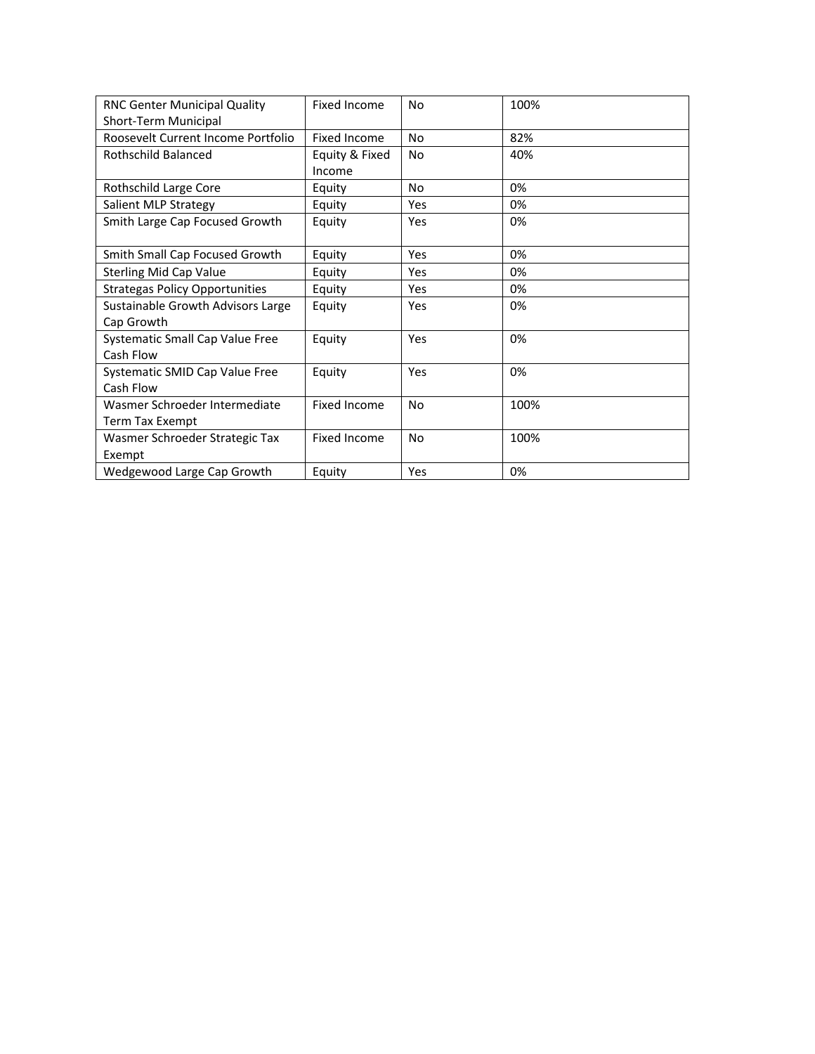| | | | |
|---|---|---|---|
| RNC Genter Municipal Quality Short-Term Municipal | Fixed Income | No | 100% |
| Roosevelt Current Income Portfolio | Fixed Income | No | 82% |
| Rothschild Balanced | Equity & Fixed Income | No | 40% |
| Rothschild Large Core | Equity | No | 0% |
| Salient MLP Strategy | Equity | Yes | 0% |
| Smith Large Cap Focused Growth | Equity | Yes | 0% |
| Smith Small Cap Focused Growth | Equity | Yes | 0% |
| Sterling Mid Cap Value | Equity | Yes | 0% |
| Strategas Policy Opportunities | Equity | Yes | 0% |
| Sustainable Growth Advisors Large Cap Growth | Equity | Yes | 0% |
| Systematic Small Cap Value Free Cash Flow | Equity | Yes | 0% |
| Systematic SMID Cap Value Free Cash Flow | Equity | Yes | 0% |
| Wasmer Schroeder Intermediate Term Tax Exempt | Fixed Income | No | 100% |
| Wasmer Schroeder Strategic Tax Exempt | Fixed Income | No | 100% |
| Wedgewood Large Cap Growth | Equity | Yes | 0% |